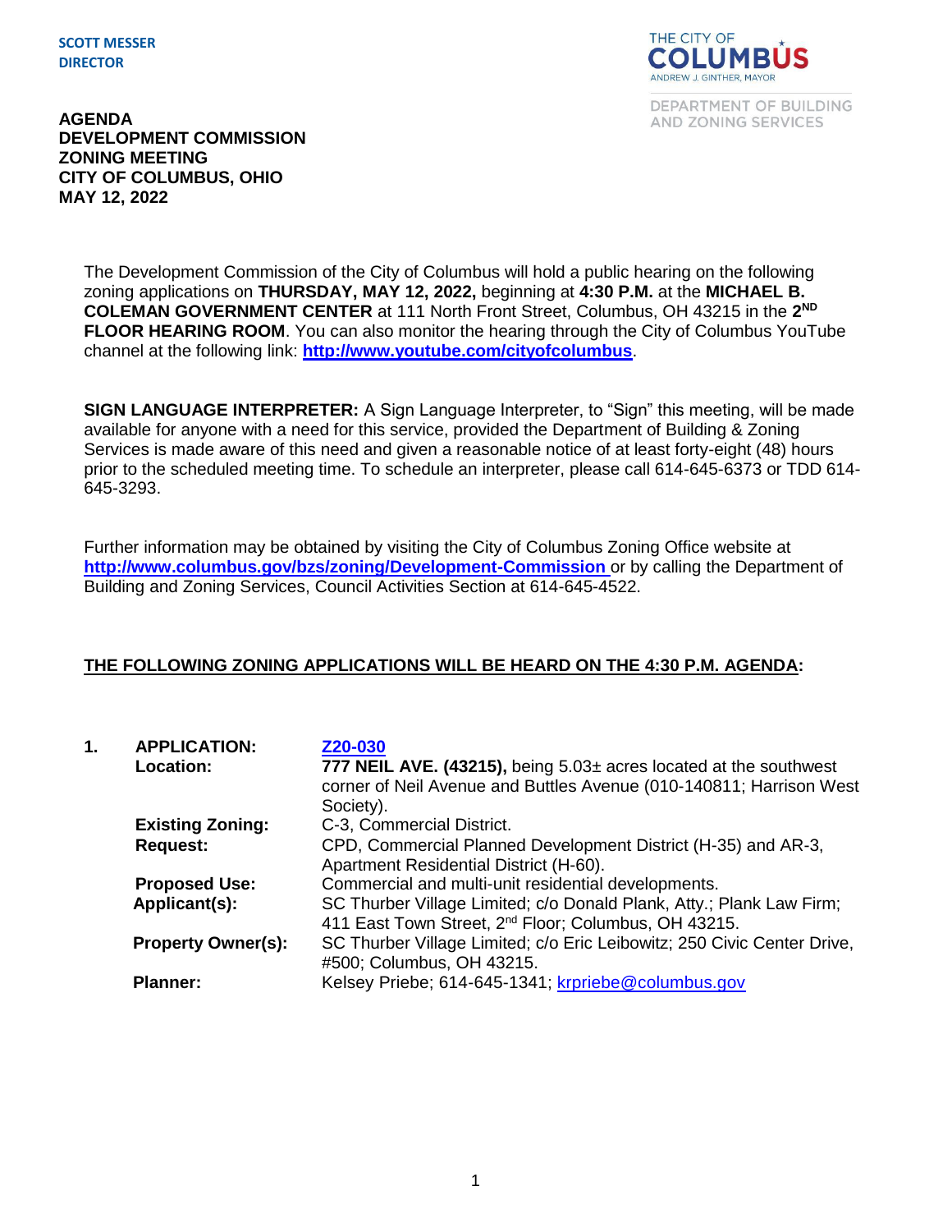**SCOTT MESSER**
**DIRECTOR**

THE CITY OF COLUMBUS
ANDREW J. GINTHER, MAYOR

DEPARTMENT OF BUILDING AND ZONING SERVICES

# AGENDA
# DEVELOPMENT COMMISSION
# ZONING MEETING
# CITY OF COLUMBUS, OHIO
# MAY 12, 2022

The Development Commission of the City of Columbus will hold a public hearing on the following zoning applications on **THURSDAY, MAY 12, 2022,** beginning at **4:30 P.M.** at the **MICHAEL B. COLEMAN GOVERNMENT CENTER** at 111 North Front Street, Columbus, OH 43215 in the **2ND FLOOR HEARING ROOM**. You can also monitor the hearing through the City of Columbus YouTube channel at the following link: **http://www.youtube.com/cityofcolumbus**.

**SIGN LANGUAGE INTERPRETER:** A Sign Language Interpreter, to "Sign" this meeting, will be made available for anyone with a need for this service, provided the Department of Building & Zoning Services is made aware of this need and given a reasonable notice of at least forty-eight (48) hours prior to the scheduled meeting time. To schedule an interpreter, please call 614-645-6373 or TDD 614-645-3293.

Further information may be obtained by visiting the City of Columbus Zoning Office website at **http://www.columbus.gov/bzs/zoning/Development-Commission** or by calling the Department of Building and Zoning Services, Council Activities Section at 614-645-4522.

**THE FOLLOWING ZONING APPLICATIONS WILL BE HEARD ON THE 4:30 P.M. AGENDA:**

**1. APPLICATION:** **Z20-030**
**Location:** **777 NEIL AVE. (43215),** being 5.03± acres located at the southwest corner of Neil Avenue and Buttles Avenue (010-140811; Harrison West Society).
**Existing Zoning:** C-3, Commercial District.
**Request:** CPD, Commercial Planned Development District (H-35) and AR-3, Apartment Residential District (H-60).
**Proposed Use:** Commercial and multi-unit residential developments.
**Applicant(s):** SC Thurber Village Limited; c/o Donald Plank, Atty.; Plank Law Firm; 411 East Town Street, 2nd Floor; Columbus, OH 43215.
**Property Owner(s):** SC Thurber Village Limited; c/o Eric Leibowitz; 250 Civic Center Drive, #500; Columbus, OH 43215.
**Planner:** Kelsey Priebe; 614-645-1341; krpriebe@columbus.gov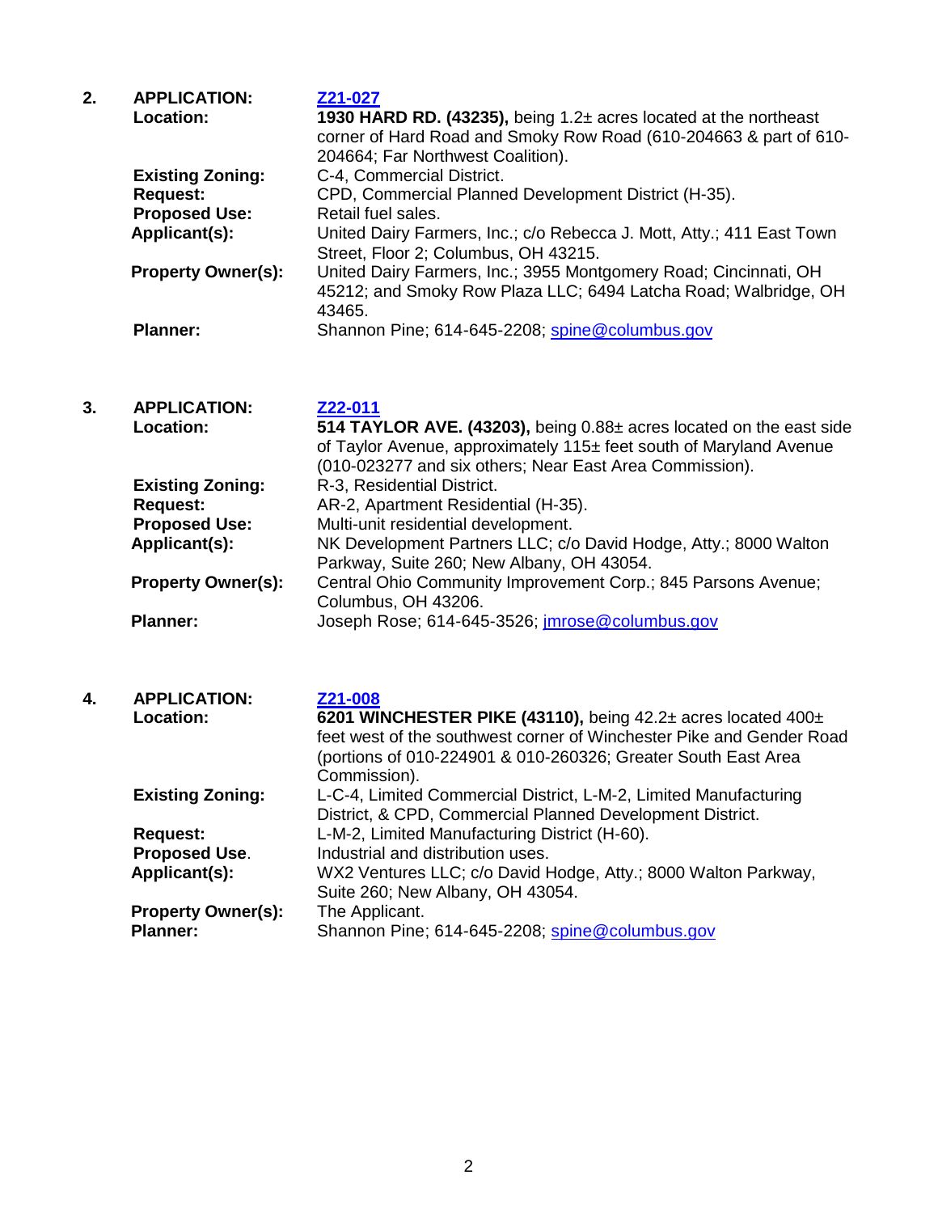2. **APPLICATION:** [Z21-027](#)

   **Location:** **1930 HARD RD. (43235),** being 1.2± acres located at the northeast corner of Hard Road and Smoky Row Road (610-204663 & part of 610-204664; Far Northwest Coalition).

   **Existing Zoning:** C-4, Commercial District.

   **Request:** CPD, Commercial Planned Development District (H-35).

   **Proposed Use:** Retail fuel sales.

   **Applicant(s):** United Dairy Farmers, Inc.; c/o Rebecca J. Mott, Atty.; 411 East Town Street, Floor 2; Columbus, OH 43215.

   **Property Owner(s):** United Dairy Farmers, Inc.; 3955 Montgomery Road; Cincinnati, OH 45212; and Smoky Row Plaza LLC; 6494 Latcha Road; Walbridge, OH 43465.

   **Planner:** Shannon Pine; 614-645-2208; spine@columbus.gov

3. **APPLICATION:** [Z22-011](#)

   **Location:** **514 TAYLOR AVE. (43203),** being 0.88± acres located on the east side of Taylor Avenue, approximately 115± feet south of Maryland Avenue (010-023277 and six others; Near East Area Commission).

   **Existing Zoning:** R-3, Residential District.

   **Request:** AR-2, Apartment Residential (H-35).

   **Proposed Use:** Multi-unit residential development.

   **Applicant(s):** NK Development Partners LLC; c/o David Hodge, Atty.; 8000 Walton Parkway, Suite 260; New Albany, OH 43054.

   **Property Owner(s):** Central Ohio Community Improvement Corp.; 845 Parsons Avenue; Columbus, OH 43206.

   **Planner:** Joseph Rose; 614-645-3526; jmrose@columbus.gov

4. **APPLICATION:** [Z21-008](#)

   **Location:** **6201 WINCHESTER PIKE (43110),** being 42.2± acres located 400± feet west of the southwest corner of Winchester Pike and Gender Road (portions of 010-224901 & 010-260326; Greater South East Area Commission).

   **Existing Zoning:** L-C-4, Limited Commercial District, L-M-2, Limited Manufacturing District, & CPD, Commercial Planned Development District.

   **Request:** L-M-2, Limited Manufacturing District (H-60).

   **Proposed Use.** Industrial and distribution uses.

   **Applicant(s):** WX2 Ventures LLC; c/o David Hodge, Atty.; 8000 Walton Parkway, Suite 260; New Albany, OH 43054.

   **Property Owner(s):** The Applicant.

   **Planner:** Shannon Pine; 614-645-2208; spine@columbus.gov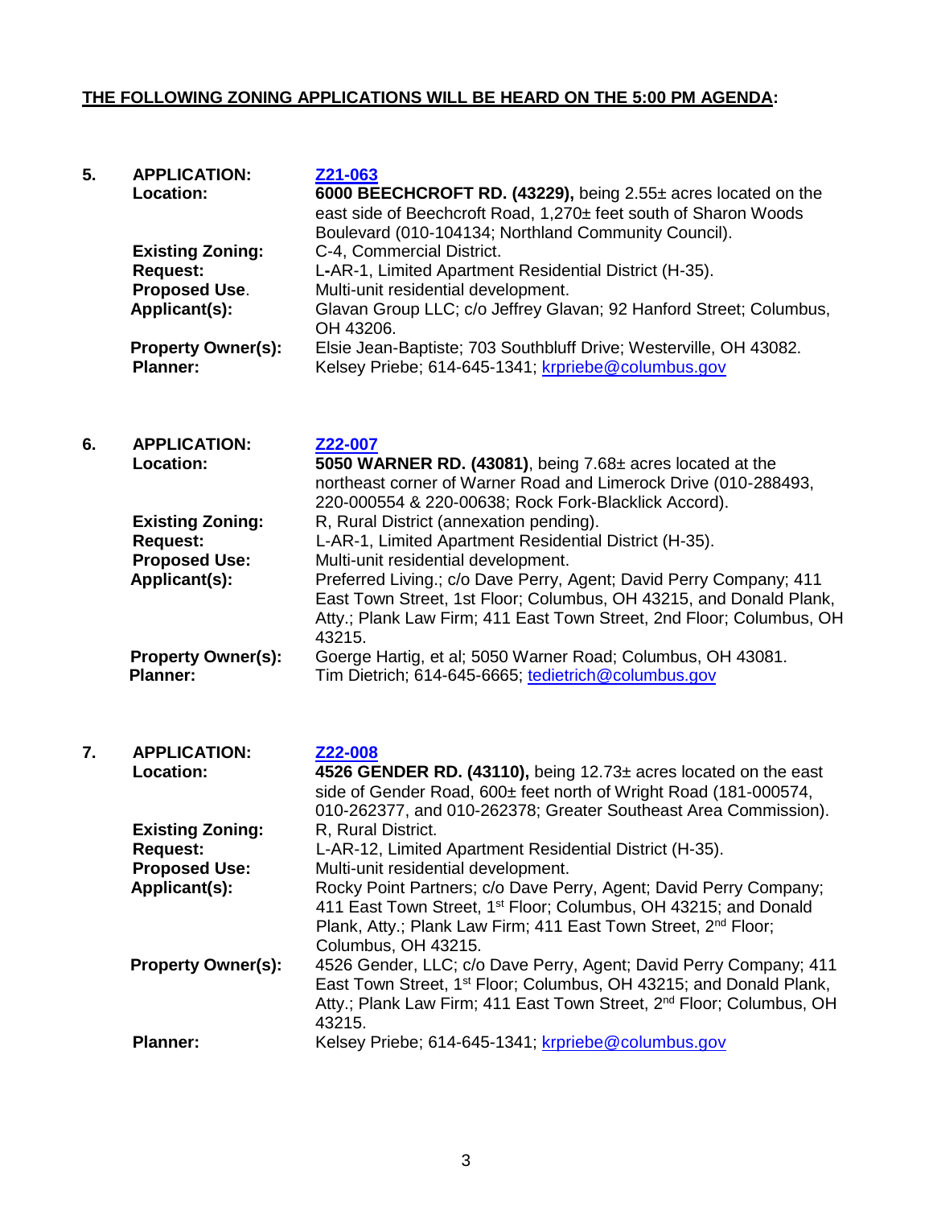**THE FOLLOWING ZONING APPLICATIONS WILL BE HEARD ON THE 5:00 PM AGENDA:**

**5. APPLICATION:** [Z21-063]
**Location:** **6000 BEECHCROFT RD. (43229),** being 2.55± acres located on the east side of Beechcroft Road, 1,270± feet south of Sharon Woods Boulevard (010-104134; Northland Community Council).
**Existing Zoning:** C-4, Commercial District.
**Request:** L-AR-1, Limited Apartment Residential District (H-35).
**Proposed Use.** Multi-unit residential development.
**Applicant(s):** Glavan Group LLC; c/o Jeffrey Glavan; 92 Hanford Street; Columbus, OH 43206.
**Property Owner(s):** Elsie Jean-Baptiste; 703 Southbluff Drive; Westerville, OH 43082.
**Planner:** Kelsey Priebe; 614-645-1341; krpriebe@columbus.gov

**6. APPLICATION:** [Z22-007]
**Location:** **5050 WARNER RD. (43081)**, being 7.68± acres located at the northeast corner of Warner Road and Limerock Drive (010-288493, 220-000554 & 220-00638; Rock Fork-Blacklick Accord).
**Existing Zoning:** R, Rural District (annexation pending).
**Request:** L-AR-1, Limited Apartment Residential District (H-35).
**Proposed Use:** Multi-unit residential development.
**Applicant(s):** Preferred Living.; c/o Dave Perry, Agent; David Perry Company; 411 East Town Street, 1st Floor; Columbus, OH 43215, and Donald Plank, Atty.; Plank Law Firm; 411 East Town Street, 2nd Floor; Columbus, OH 43215.
**Property Owner(s):** Goerge Hartig, et al; 5050 Warner Road; Columbus, OH 43081.
**Planner:** Tim Dietrich; 614-645-6665; tedietrich@columbus.gov

**7. APPLICATION:** [Z22-008]
**Location:** **4526 GENDER RD. (43110),** being 12.73± acres located on the east side of Gender Road, 600± feet north of Wright Road (181-000574, 010-262377, and 010-262378; Greater Southeast Area Commission).
**Existing Zoning:** R, Rural District.
**Request:** L-AR-12, Limited Apartment Residential District (H-35).
**Proposed Use:** Multi-unit residential development.
**Applicant(s):** Rocky Point Partners; c/o Dave Perry, Agent; David Perry Company; 411 East Town Street, 1st Floor; Columbus, OH 43215; and Donald Plank, Atty.; Plank Law Firm; 411 East Town Street, 2nd Floor; Columbus, OH 43215.
**Property Owner(s):** 4526 Gender, LLC; c/o Dave Perry, Agent; David Perry Company; 411 East Town Street, 1st Floor; Columbus, OH 43215; and Donald Plank, Atty.; Plank Law Firm; 411 East Town Street, 2nd Floor; Columbus, OH 43215.
**Planner:** Kelsey Priebe; 614-645-1341; krpriebe@columbus.gov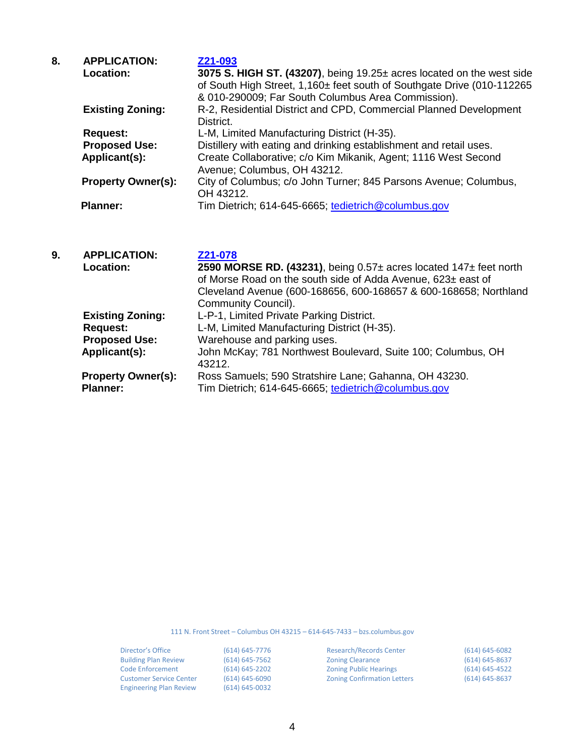**8. APPLICATION:** [Z21-093]

**Location:** **3075 S. HIGH ST. (43207)**, being 19.25± acres located on the west side of South High Street, 1,160± feet south of Southgate Drive (010-112265 & 010-290009; Far South Columbus Area Commission).

**Existing Zoning:** R-2, Residential District and CPD, Commercial Planned Development District.

**Request:** L-M, Limited Manufacturing District (H-35).

**Proposed Use:** Distillery with eating and drinking establishment and retail uses.

**Applicant(s):** Create Collaborative; c/o Kim Mikanik, Agent; 1116 West Second Avenue; Columbus, OH 43212.

**Property Owner(s):** City of Columbus; c/o John Turner; 845 Parsons Avenue; Columbus, OH 43212.

**Planner:** Tim Dietrich; 614-645-6665; tedietrich@columbus.gov

**9. APPLICATION:** [Z21-078]

**Location:** **2590 MORSE RD. (43231)**, being 0.57± acres located 147± feet north of Morse Road on the south side of Adda Avenue, 623± east of Cleveland Avenue (600-168656, 600-168657 & 600-168658; Northland Community Council).

**Existing Zoning:** L-P-1, Limited Private Parking District.

**Request:** L-M, Limited Manufacturing District (H-35).

**Proposed Use:** Warehouse and parking uses.

**Applicant(s):** John McKay; 781 Northwest Boulevard, Suite 100; Columbus, OH 43212.

**Property Owner(s):** Ross Samuels; 590 Stratshire Lane; Gahanna, OH 43230.

**Planner:** Tim Dietrich; 614-645-6665; tedietrich@columbus.gov

111 N. Front Street – Columbus OH 43215 – 614-645-7433 – bzs.columbus.gov

| | | | |
|---|---|---|---|
| Director's Office | (614) 645-7776 | Research/Records Center | (614) 645-6082 |
| Building Plan Review | (614) 645-7562 | Zoning Clearance | (614) 645-8637 |
| Code Enforcement | (614) 645-2202 | Zoning Public Hearings | (614) 645-4522 |
| Customer Service Center | (614) 645-6090 | Zoning Confirmation Letters | (614) 645-8637 |
| Engineering Plan Review | (614) 645-0032 | | |